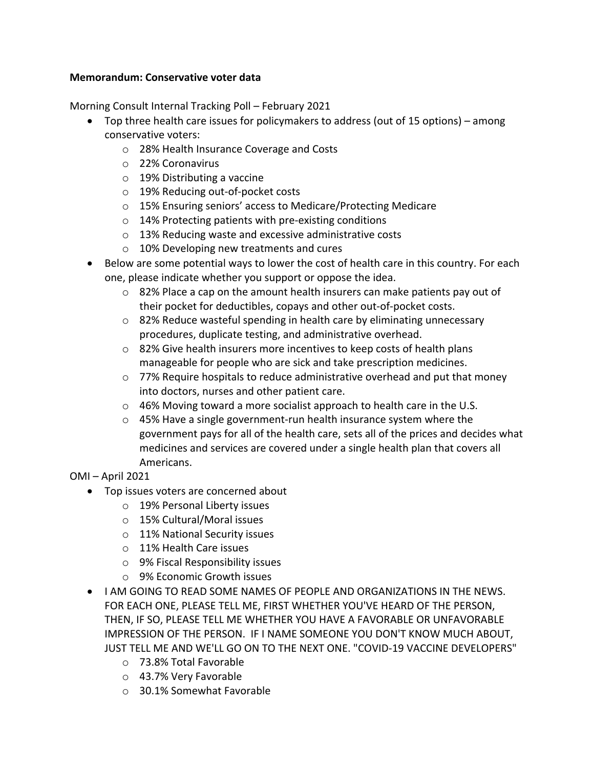**Memorandum: Conservative voter data**

Morning Consult Internal Tracking Poll – February 2021

- Top three health care issues for policymakers to address (out of 15 options) – among conservative voters:
  - 28% Health Insurance Coverage and Costs
  - 22% Coronavirus
  - 19% Distributing a vaccine
  - 19% Reducing out-of-pocket costs
  - 15% Ensuring seniors' access to Medicare/Protecting Medicare
  - 14% Protecting patients with pre-existing conditions
  - 13% Reducing waste and excessive administrative costs
  - 10% Developing new treatments and cures
- Below are some potential ways to lower the cost of health care in this country. For each one, please indicate whether you support or oppose the idea.
  - 82% Place a cap on the amount health insurers can make patients pay out of their pocket for deductibles, copays and other out-of-pocket costs.
  - 82% Reduce wasteful spending in health care by eliminating unnecessary procedures, duplicate testing, and administrative overhead.
  - 82% Give health insurers more incentives to keep costs of health plans manageable for people who are sick and take prescription medicines.
  - 77% Require hospitals to reduce administrative overhead and put that money into doctors, nurses and other patient care.
  - 46% Moving toward a more socialist approach to health care in the U.S.
  - 45% Have a single government-run health insurance system where the government pays for all of the health care, sets all of the prices and decides what medicines and services are covered under a single health plan that covers all Americans.

OMI – April 2021

- Top issues voters are concerned about
  - 19% Personal Liberty issues
  - 15% Cultural/Moral issues
  - 11% National Security issues
  - 11% Health Care issues
  - 9% Fiscal Responsibility issues
  - 9% Economic Growth issues
- I AM GOING TO READ SOME NAMES OF PEOPLE AND ORGANIZATIONS IN THE NEWS. FOR EACH ONE, PLEASE TELL ME, FIRST WHETHER YOU'VE HEARD OF THE PERSON, THEN, IF SO, PLEASE TELL ME WHETHER YOU HAVE A FAVORABLE OR UNFAVORABLE IMPRESSION OF THE PERSON. IF I NAME SOMEONE YOU DON'T KNOW MUCH ABOUT, JUST TELL ME AND WE'LL GO ON TO THE NEXT ONE. "COVID-19 VACCINE DEVELOPERS"
  - 73.8% Total Favorable
  - 43.7% Very Favorable
  - 30.1% Somewhat Favorable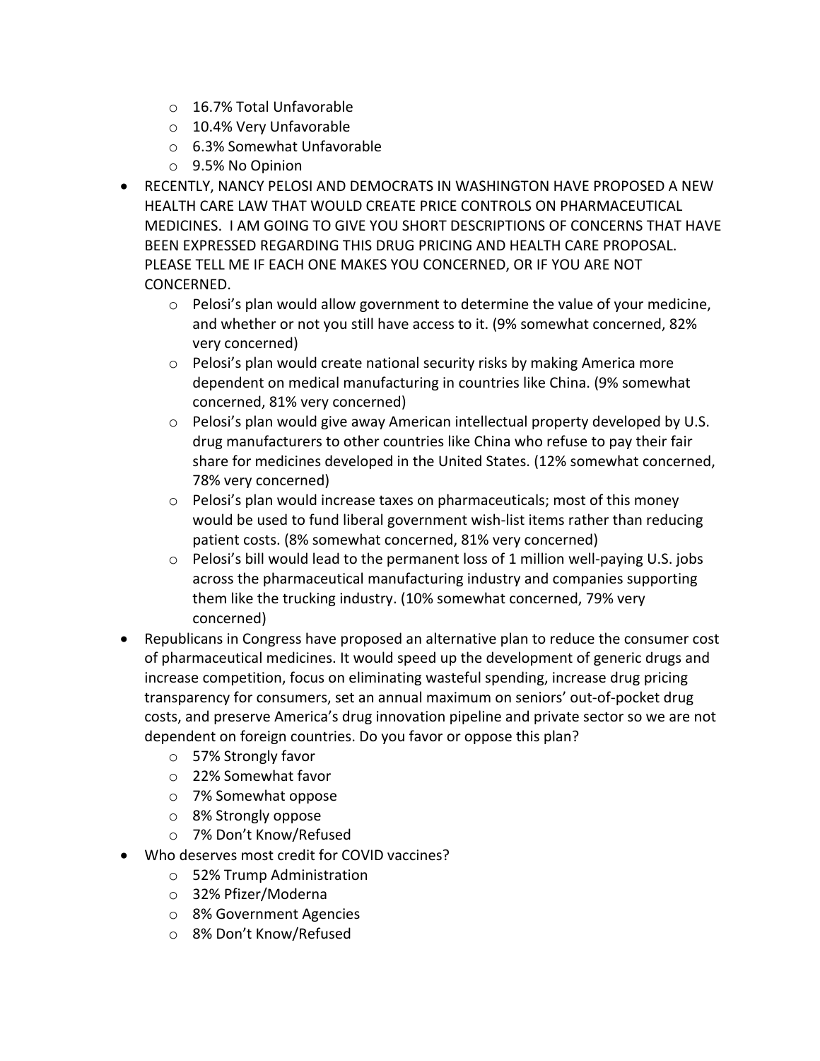- 16.7% Total Unfavorable
  - 10.4% Very Unfavorable
  - 6.3% Somewhat Unfavorable
  - 9.5% No Opinion
- RECENTLY, NANCY PELOSI AND DEMOCRATS IN WASHINGTON HAVE PROPOSED A NEW HEALTH CARE LAW THAT WOULD CREATE PRICE CONTROLS ON PHARMACEUTICAL MEDICINES. I AM GOING TO GIVE YOU SHORT DESCRIPTIONS OF CONCERNS THAT HAVE BEEN EXPRESSED REGARDING THIS DRUG PRICING AND HEALTH CARE PROPOSAL. PLEASE TELL ME IF EACH ONE MAKES YOU CONCERNED, OR IF YOU ARE NOT CONCERNED.
  - Pelosi's plan would allow government to determine the value of your medicine, and whether or not you still have access to it. (9% somewhat concerned, 82% very concerned)
  - Pelosi's plan would create national security risks by making America more dependent on medical manufacturing in countries like China. (9% somewhat concerned, 81% very concerned)
  - Pelosi's plan would give away American intellectual property developed by U.S. drug manufacturers to other countries like China who refuse to pay their fair share for medicines developed in the United States. (12% somewhat concerned, 78% very concerned)
  - Pelosi's plan would increase taxes on pharmaceuticals; most of this money would be used to fund liberal government wish-list items rather than reducing patient costs. (8% somewhat concerned, 81% very concerned)
  - Pelosi's bill would lead to the permanent loss of 1 million well-paying U.S. jobs across the pharmaceutical manufacturing industry and companies supporting them like the trucking industry. (10% somewhat concerned, 79% very concerned)
- Republicans in Congress have proposed an alternative plan to reduce the consumer cost of pharmaceutical medicines. It would speed up the development of generic drugs and increase competition, focus on eliminating wasteful spending, increase drug pricing transparency for consumers, set an annual maximum on seniors' out-of-pocket drug costs, and preserve America's drug innovation pipeline and private sector so we are not dependent on foreign countries. Do you favor or oppose this plan?
  - 57% Strongly favor
  - 22% Somewhat favor
  - 7% Somewhat oppose
  - 8% Strongly oppose
  - 7% Don't Know/Refused
- Who deserves most credit for COVID vaccines?
  - 52% Trump Administration
  - 32% Pfizer/Moderna
  - 8% Government Agencies
  - 8% Don't Know/Refused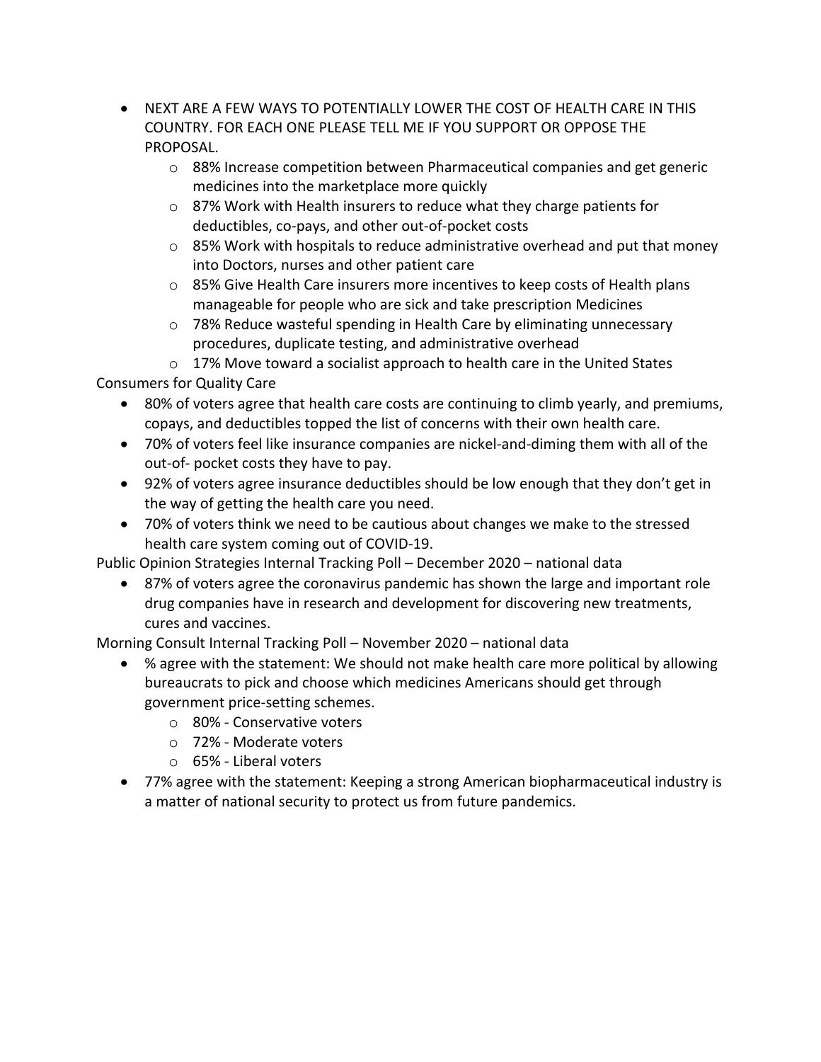- NEXT ARE A FEW WAYS TO POTENTIALLY LOWER THE COST OF HEALTH CARE IN THIS COUNTRY. FOR EACH ONE PLEASE TELL ME IF YOU SUPPORT OR OPPOSE THE PROPOSAL.
    - 88% Increase competition between Pharmaceutical companies and get generic medicines into the marketplace more quickly
    - 87% Work with Health insurers to reduce what they charge patients for deductibles, co-pays, and other out-of-pocket costs
    - 85% Work with hospitals to reduce administrative overhead and put that money into Doctors, nurses and other patient care
    - 85% Give Health Care insurers more incentives to keep costs of Health plans manageable for people who are sick and take prescription Medicines
    - 78% Reduce wasteful spending in Health Care by eliminating unnecessary procedures, duplicate testing, and administrative overhead
    - 17% Move toward a socialist approach to health care in the United States

Consumers for Quality Care

- 80% of voters agree that health care costs are continuing to climb yearly, and premiums, copays, and deductibles topped the list of concerns with their own health care.
- 70% of voters feel like insurance companies are nickel-and-diming them with all of the out-of- pocket costs they have to pay.
- 92% of voters agree insurance deductibles should be low enough that they don't get in the way of getting the health care you need.
- 70% of voters think we need to be cautious about changes we make to the stressed health care system coming out of COVID-19.

Public Opinion Strategies Internal Tracking Poll – December 2020 – national data

- 87% of voters agree the coronavirus pandemic has shown the large and important role drug companies have in research and development for discovering new treatments, cures and vaccines.

Morning Consult Internal Tracking Poll – November 2020 – national data

- % agree with the statement: We should not make health care more political by allowing bureaucrats to pick and choose which medicines Americans should get through government price-setting schemes.
    - 80% - Conservative voters
    - 72% - Moderate voters
    - 65% - Liberal voters
- 77% agree with the statement: Keeping a strong American biopharmaceutical industry is a matter of national security to protect us from future pandemics.